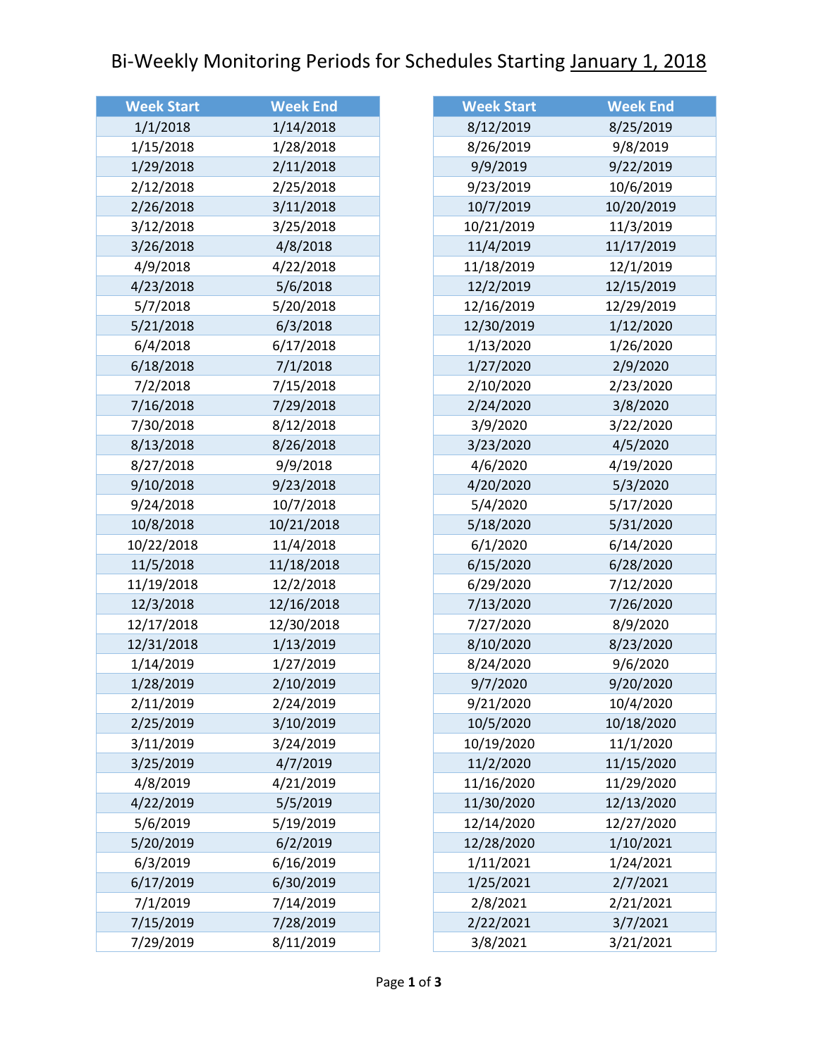# Bi-Weekly Monitoring Periods for Schedules Starting January 1, 2018

| Week Start | Week End |
|---|---|
| 1/1/2018 | 1/14/2018 |
| 1/15/2018 | 1/28/2018 |
| 1/29/2018 | 2/11/2018 |
| 2/12/2018 | 2/25/2018 |
| 2/26/2018 | 3/11/2018 |
| 3/12/2018 | 3/25/2018 |
| 3/26/2018 | 4/8/2018 |
| 4/9/2018 | 4/22/2018 |
| 4/23/2018 | 5/6/2018 |
| 5/7/2018 | 5/20/2018 |
| 5/21/2018 | 6/3/2018 |
| 6/4/2018 | 6/17/2018 |
| 6/18/2018 | 7/1/2018 |
| 7/2/2018 | 7/15/2018 |
| 7/16/2018 | 7/29/2018 |
| 7/30/2018 | 8/12/2018 |
| 8/13/2018 | 8/26/2018 |
| 8/27/2018 | 9/9/2018 |
| 9/10/2018 | 9/23/2018 |
| 9/24/2018 | 10/7/2018 |
| 10/8/2018 | 10/21/2018 |
| 10/22/2018 | 11/4/2018 |
| 11/5/2018 | 11/18/2018 |
| 11/19/2018 | 12/2/2018 |
| 12/3/2018 | 12/16/2018 |
| 12/17/2018 | 12/30/2018 |
| 12/31/2018 | 1/13/2019 |
| 1/14/2019 | 1/27/2019 |
| 1/28/2019 | 2/10/2019 |
| 2/11/2019 | 2/24/2019 |
| 2/25/2019 | 3/10/2019 |
| 3/11/2019 | 3/24/2019 |
| 3/25/2019 | 4/7/2019 |
| 4/8/2019 | 4/21/2019 |
| 4/22/2019 | 5/5/2019 |
| 5/6/2019 | 5/19/2019 |
| 5/20/2019 | 6/2/2019 |
| 6/3/2019 | 6/16/2019 |
| 6/17/2019 | 6/30/2019 |
| 7/1/2019 | 7/14/2019 |
| 7/15/2019 | 7/28/2019 |
| 7/29/2019 | 8/11/2019 |

| Week Start | Week End |
|---|---|
| 8/12/2019 | 8/25/2019 |
| 8/26/2019 | 9/8/2019 |
| 9/9/2019 | 9/22/2019 |
| 9/23/2019 | 10/6/2019 |
| 10/7/2019 | 10/20/2019 |
| 10/21/2019 | 11/3/2019 |
| 11/4/2019 | 11/17/2019 |
| 11/18/2019 | 12/1/2019 |
| 12/2/2019 | 12/15/2019 |
| 12/16/2019 | 12/29/2019 |
| 12/30/2019 | 1/12/2020 |
| 1/13/2020 | 1/26/2020 |
| 1/27/2020 | 2/9/2020 |
| 2/10/2020 | 2/23/2020 |
| 2/24/2020 | 3/8/2020 |
| 3/9/2020 | 3/22/2020 |
| 3/23/2020 | 4/5/2020 |
| 4/6/2020 | 4/19/2020 |
| 4/20/2020 | 5/3/2020 |
| 5/4/2020 | 5/17/2020 |
| 5/18/2020 | 5/31/2020 |
| 6/1/2020 | 6/14/2020 |
| 6/15/2020 | 6/28/2020 |
| 6/29/2020 | 7/12/2020 |
| 7/13/2020 | 7/26/2020 |
| 7/27/2020 | 8/9/2020 |
| 8/10/2020 | 8/23/2020 |
| 8/24/2020 | 9/6/2020 |
| 9/7/2020 | 9/20/2020 |
| 9/21/2020 | 10/4/2020 |
| 10/5/2020 | 10/18/2020 |
| 10/19/2020 | 11/1/2020 |
| 11/2/2020 | 11/15/2020 |
| 11/16/2020 | 11/29/2020 |
| 11/30/2020 | 12/13/2020 |
| 12/14/2020 | 12/27/2020 |
| 12/28/2020 | 1/10/2021 |
| 1/11/2021 | 1/24/2021 |
| 1/25/2021 | 2/7/2021 |
| 2/8/2021 | 2/21/2021 |
| 2/22/2021 | 3/7/2021 |
| 3/8/2021 | 3/21/2021 |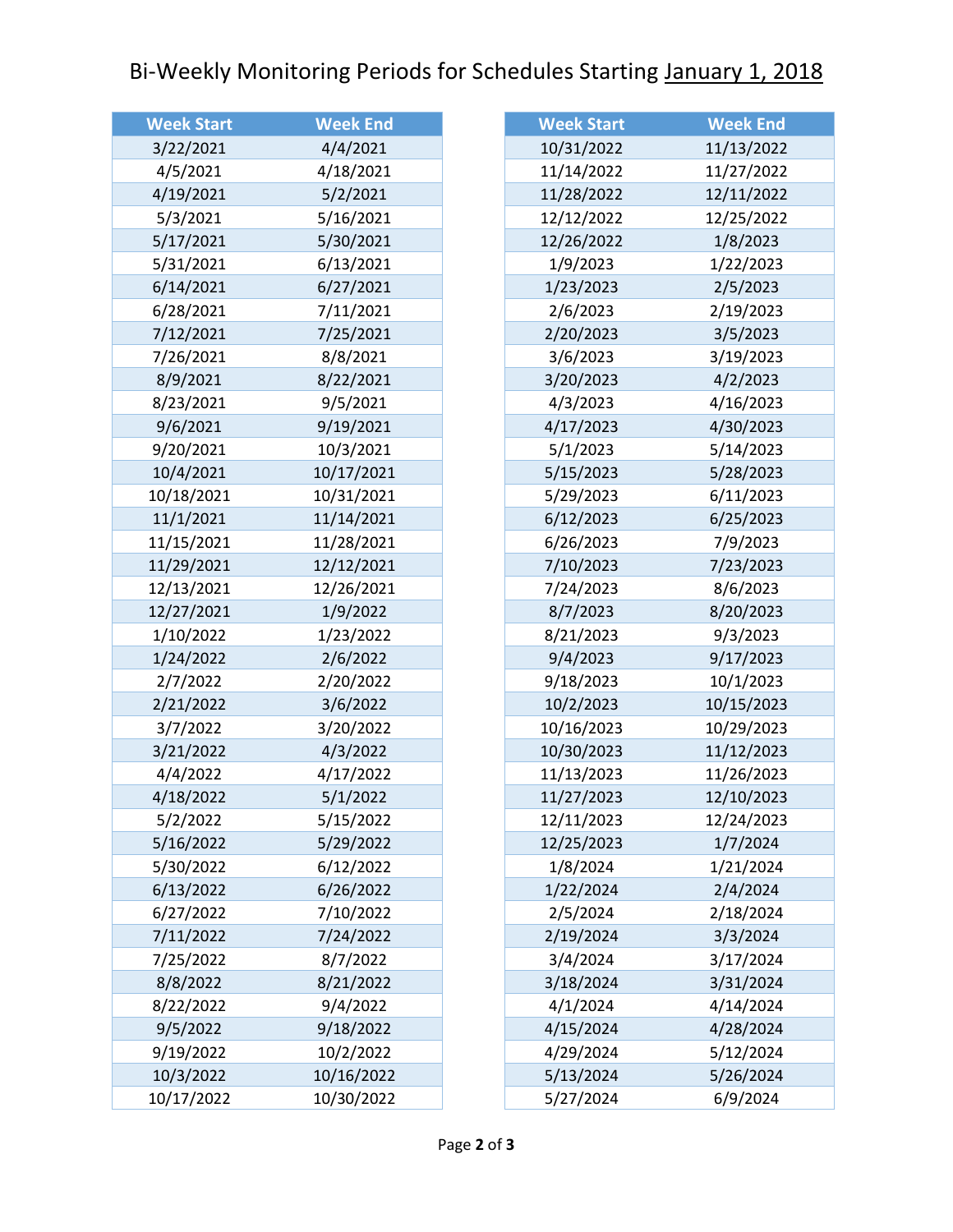# Bi-Weekly Monitoring Periods for Schedules Starting January 1, 2018

| Week Start | Week End |
|---|---|
| 3/22/2021 | 4/4/2021 |
| 4/5/2021 | 4/18/2021 |
| 4/19/2021 | 5/2/2021 |
| 5/3/2021 | 5/16/2021 |
| 5/17/2021 | 5/30/2021 |
| 5/31/2021 | 6/13/2021 |
| 6/14/2021 | 6/27/2021 |
| 6/28/2021 | 7/11/2021 |
| 7/12/2021 | 7/25/2021 |
| 7/26/2021 | 8/8/2021 |
| 8/9/2021 | 8/22/2021 |
| 8/23/2021 | 9/5/2021 |
| 9/6/2021 | 9/19/2021 |
| 9/20/2021 | 10/3/2021 |
| 10/4/2021 | 10/17/2021 |
| 10/18/2021 | 10/31/2021 |
| 11/1/2021 | 11/14/2021 |
| 11/15/2021 | 11/28/2021 |
| 11/29/2021 | 12/12/2021 |
| 12/13/2021 | 12/26/2021 |
| 12/27/2021 | 1/9/2022 |
| 1/10/2022 | 1/23/2022 |
| 1/24/2022 | 2/6/2022 |
| 2/7/2022 | 2/20/2022 |
| 2/21/2022 | 3/6/2022 |
| 3/7/2022 | 3/20/2022 |
| 3/21/2022 | 4/3/2022 |
| 4/4/2022 | 4/17/2022 |
| 4/18/2022 | 5/1/2022 |
| 5/2/2022 | 5/15/2022 |
| 5/16/2022 | 5/29/2022 |
| 5/30/2022 | 6/12/2022 |
| 6/13/2022 | 6/26/2022 |
| 6/27/2022 | 7/10/2022 |
| 7/11/2022 | 7/24/2022 |
| 7/25/2022 | 8/7/2022 |
| 8/8/2022 | 8/21/2022 |
| 8/22/2022 | 9/4/2022 |
| 9/5/2022 | 9/18/2022 |
| 9/19/2022 | 10/2/2022 |
| 10/3/2022 | 10/16/2022 |
| 10/17/2022 | 10/30/2022 |

| Week Start | Week End |
|---|---|
| 10/31/2022 | 11/13/2022 |
| 11/14/2022 | 11/27/2022 |
| 11/28/2022 | 12/11/2022 |
| 12/12/2022 | 12/25/2022 |
| 12/26/2022 | 1/8/2023 |
| 1/9/2023 | 1/22/2023 |
| 1/23/2023 | 2/5/2023 |
| 2/6/2023 | 2/19/2023 |
| 2/20/2023 | 3/5/2023 |
| 3/6/2023 | 3/19/2023 |
| 3/20/2023 | 4/2/2023 |
| 4/3/2023 | 4/16/2023 |
| 4/17/2023 | 4/30/2023 |
| 5/1/2023 | 5/14/2023 |
| 5/15/2023 | 5/28/2023 |
| 5/29/2023 | 6/11/2023 |
| 6/12/2023 | 6/25/2023 |
| 6/26/2023 | 7/9/2023 |
| 7/10/2023 | 7/23/2023 |
| 7/24/2023 | 8/6/2023 |
| 8/7/2023 | 8/20/2023 |
| 8/21/2023 | 9/3/2023 |
| 9/4/2023 | 9/17/2023 |
| 9/18/2023 | 10/1/2023 |
| 10/2/2023 | 10/15/2023 |
| 10/16/2023 | 10/29/2023 |
| 10/30/2023 | 11/12/2023 |
| 11/13/2023 | 11/26/2023 |
| 11/27/2023 | 12/10/2023 |
| 12/11/2023 | 12/24/2023 |
| 12/25/2023 | 1/7/2024 |
| 1/8/2024 | 1/21/2024 |
| 1/22/2024 | 2/4/2024 |
| 2/5/2024 | 2/18/2024 |
| 2/19/2024 | 3/3/2024 |
| 3/4/2024 | 3/17/2024 |
| 3/18/2024 | 3/31/2024 |
| 4/1/2024 | 4/14/2024 |
| 4/15/2024 | 4/28/2024 |
| 4/29/2024 | 5/12/2024 |
| 5/13/2024 | 5/26/2024 |
| 5/27/2024 | 6/9/2024 |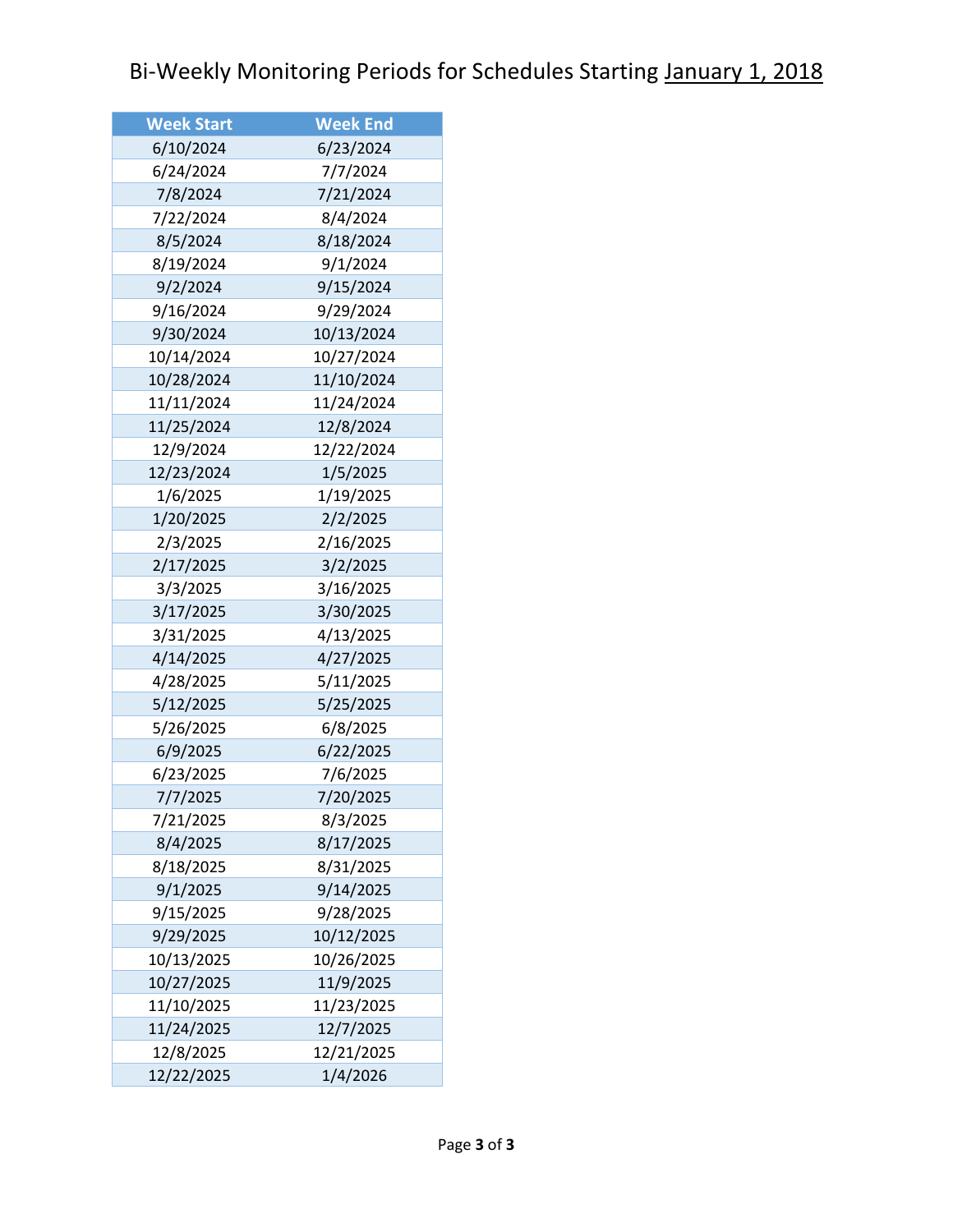# Bi-Weekly Monitoring Periods for Schedules Starting January 1, 2018

| Week Start | Week End |
|---|---|
| 6/10/2024 | 6/23/2024 |
| 6/24/2024 | 7/7/2024 |
| 7/8/2024 | 7/21/2024 |
| 7/22/2024 | 8/4/2024 |
| 8/5/2024 | 8/18/2024 |
| 8/19/2024 | 9/1/2024 |
| 9/2/2024 | 9/15/2024 |
| 9/16/2024 | 9/29/2024 |
| 9/30/2024 | 10/13/2024 |
| 10/14/2024 | 10/27/2024 |
| 10/28/2024 | 11/10/2024 |
| 11/11/2024 | 11/24/2024 |
| 11/25/2024 | 12/8/2024 |
| 12/9/2024 | 12/22/2024 |
| 12/23/2024 | 1/5/2025 |
| 1/6/2025 | 1/19/2025 |
| 1/20/2025 | 2/2/2025 |
| 2/3/2025 | 2/16/2025 |
| 2/17/2025 | 3/2/2025 |
| 3/3/2025 | 3/16/2025 |
| 3/17/2025 | 3/30/2025 |
| 3/31/2025 | 4/13/2025 |
| 4/14/2025 | 4/27/2025 |
| 4/28/2025 | 5/11/2025 |
| 5/12/2025 | 5/25/2025 |
| 5/26/2025 | 6/8/2025 |
| 6/9/2025 | 6/22/2025 |
| 6/23/2025 | 7/6/2025 |
| 7/7/2025 | 7/20/2025 |
| 7/21/2025 | 8/3/2025 |
| 8/4/2025 | 8/17/2025 |
| 8/18/2025 | 8/31/2025 |
| 9/1/2025 | 9/14/2025 |
| 9/15/2025 | 9/28/2025 |
| 9/29/2025 | 10/12/2025 |
| 10/13/2025 | 10/26/2025 |
| 10/27/2025 | 11/9/2025 |
| 11/10/2025 | 11/23/2025 |
| 11/24/2025 | 12/7/2025 |
| 12/8/2025 | 12/21/2025 |
| 12/22/2025 | 1/4/2026 |